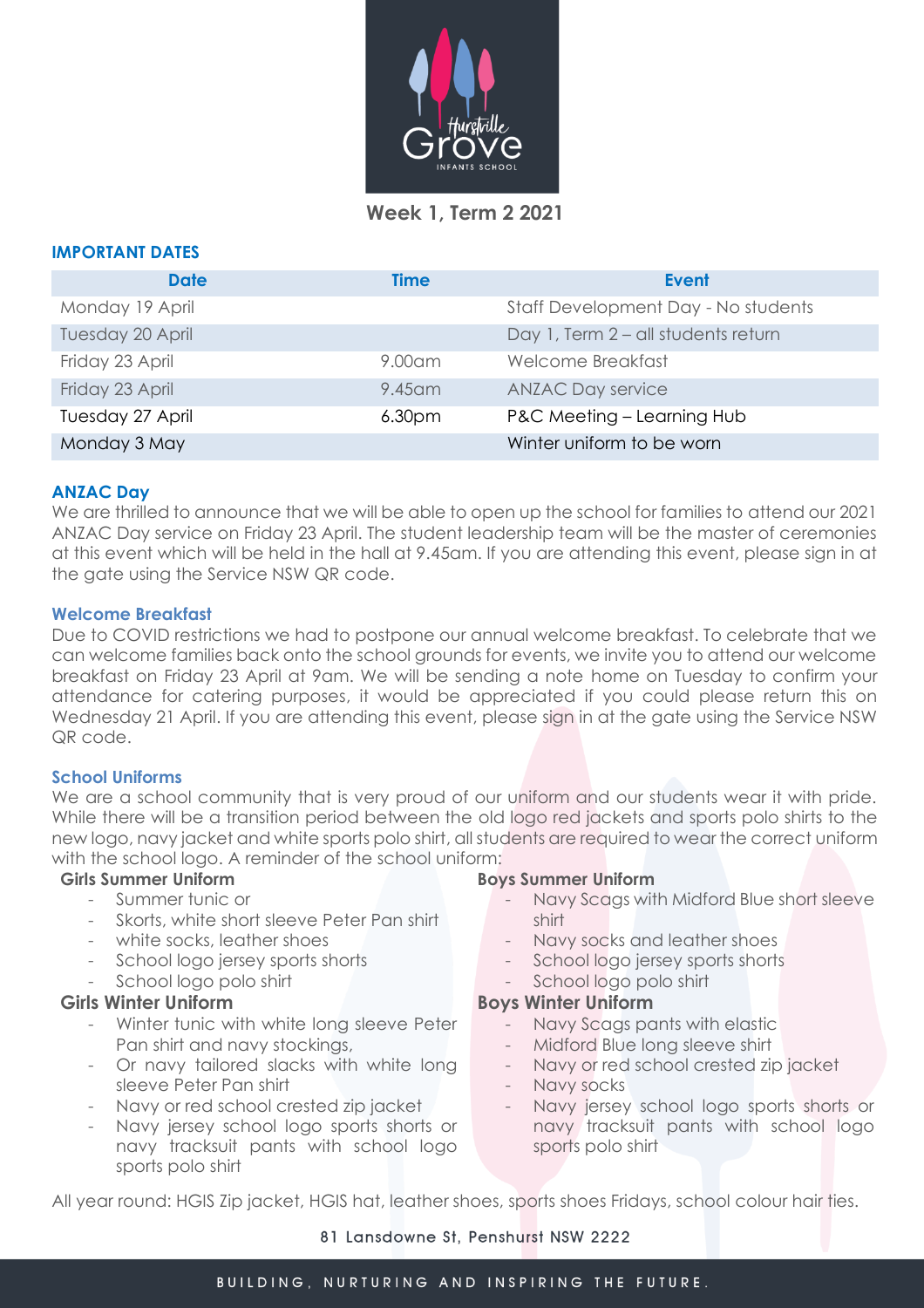# Week 1, Term 2 2021

## IMPORTANT DATES

| Date | Time | Event |
|---|---|---|
| Monday 19 April | | Staff Development Day - No students |
| Tuesday 20 April | | Day 1, Term 2 – all students return |
| Friday 23 April | 9.00am | Welcome Breakfast |
| Friday 23 April | 9.45am | ANZAC Day service |
| Tuesday 27 April | 6.30pm | P&C Meeting – Learning Hub |
| Monday 3 May | | Winter uniform to be worn |

## ANZAC Day

We are thrilled to announce that we will be able to open up the school for families to attend our 2021 ANZAC Day service on Friday 23 April. The student leadership team will be the master of ceremonies at this event which will be held in the hall at 9.45am. If you are attending this event, please sign in at the gate using the Service NSW QR code.

## Welcome Breakfast

Due to COVID restrictions we had to postpone our annual welcome breakfast. To celebrate that we can welcome families back onto the school grounds for events, we invite you to attend our welcome breakfast on Friday 23 April at 9am. We will be sending a note home on Tuesday to confirm your attendance for catering purposes, it would be appreciated if you could please return this on Wednesday 21 April. If you are attending this event, please sign in at the gate using the Service NSW QR code.

## School Uniforms

We are a school community that is very proud of our uniform and our students wear it with pride. While there will be a transition period between the old logo red jackets and sports polo shirts to the new logo, navy jacket and white sports polo shirt, all students are required to wear the correct uniform with the school logo. A reminder of the school uniform:

**Girls Summer Uniform**

- Summer tunic or
- Skorts, white short sleeve Peter Pan shirt
- white socks, leather shoes
- School logo jersey sports shorts
- School logo polo shirt

**Girls Winter Uniform**

- Winter tunic with white long sleeve Peter Pan shirt and navy stockings,
- Or navy tailored slacks with white long sleeve Peter Pan shirt
- Navy or red school crested zip jacket
- Navy jersey school logo sports shorts or navy tracksuit pants with school logo sports polo shirt

**Boys Summer Uniform**

- Navy Scags with Midford Blue short sleeve shirt
- Navy socks and leather shoes
- School logo jersey sports shorts
- School logo polo shirt

**Boys Winter Uniform**

- Navy Scags pants with elastic
- Midford Blue long sleeve shirt
- Navy or red school crested zip jacket
- Navy socks
- Navy jersey school logo sports shorts or navy tracksuit pants with school logo sports polo shirt

All year round: HGIS Zip jacket, HGIS hat, leather shoes, sports shoes Fridays, school colour hair ties.

81 Lansdowne St, Penshurst NSW 2222

BUILDING, NURTURING AND INSPIRING THE FUTURE.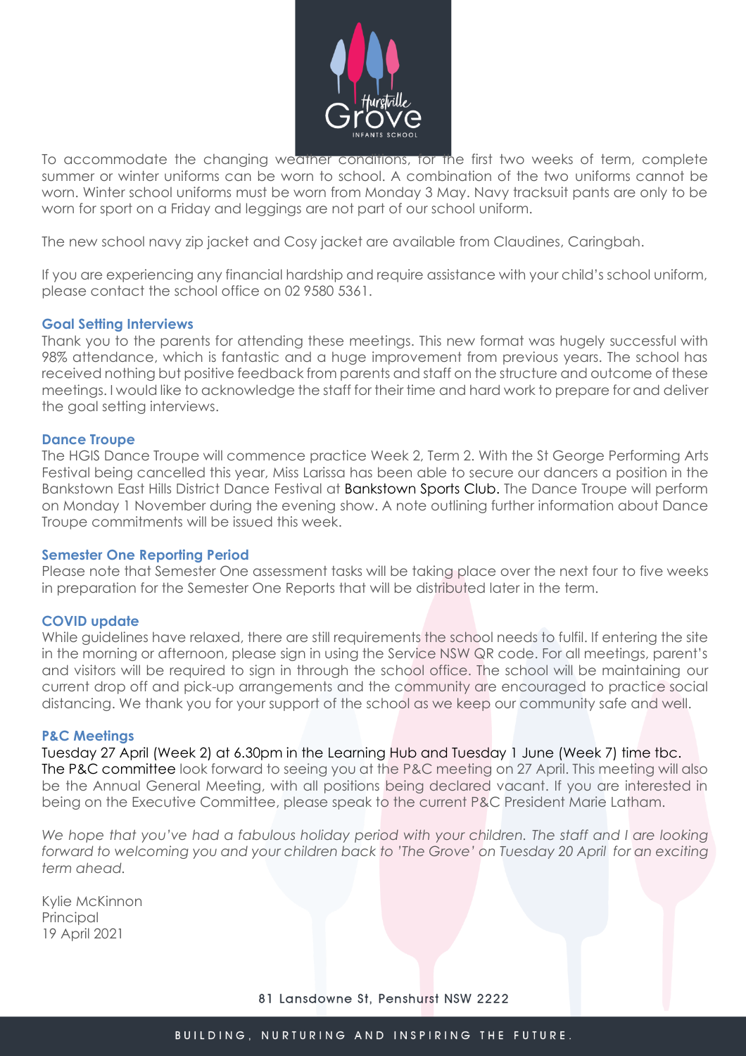To accommodate the changing weather conditions, for the first two weeks of term, complete summer or winter uniforms can be worn to school. A combination of the two uniforms cannot be worn. Winter school uniforms must be worn from Monday 3 May. Navy tracksuit pants are only to be worn for sport on a Friday and leggings are not part of our school uniform.

The new school navy zip jacket and Cosy jacket are available from Claudines, Caringbah.

If you are experiencing any financial hardship and require assistance with your child's school uniform, please contact the school office on 02 9580 5361.

### Goal Setting Interviews

Thank you to the parents for attending these meetings. This new format was hugely successful with 98% attendance, which is fantastic and a huge improvement from previous years. The school has received nothing but positive feedback from parents and staff on the structure and outcome of these meetings. I would like to acknowledge the staff for their time and hard work to prepare for and deliver the goal setting interviews.

### Dance Troupe

The HGIS Dance Troupe will commence practice Week 2, Term 2. With the St George Performing Arts Festival being cancelled this year, Miss Larissa has been able to secure our dancers a position in the Bankstown East Hills District Dance Festival at Bankstown Sports Club. The Dance Troupe will perform on Monday 1 November during the evening show. A note outlining further information about Dance Troupe commitments will be issued this week.

### Semester One Reporting Period

Please note that Semester One assessment tasks will be taking place over the next four to five weeks in preparation for the Semester One Reports that will be distributed later in the term.

### COVID update

While guidelines have relaxed, there are still requirements the school needs to fulfil. If entering the site in the morning or afternoon, please sign in using the Service NSW QR code. For all meetings, parent's and visitors will be required to sign in through the school office. The school will be maintaining our current drop off and pick-up arrangements and the community are encouraged to practice social distancing. We thank you for your support of the school as we keep our community safe and well.

### P&C Meetings

Tuesday 27 April (Week 2) at 6.30pm in the Learning Hub and Tuesday 1 June (Week 7) time tbc.
The P&C committee look forward to seeing you at the P&C meeting on 27 April. This meeting will also be the Annual General Meeting, with all positions being declared vacant. If you are interested in being on the Executive Committee, please speak to the current P&C President Marie Latham.

*We hope that you've had a fabulous holiday period with your children. The staff and I are looking forward to welcoming you and your children back to 'The Grove' on Tuesday 20 April for an exciting term ahead.*

Kylie McKinnon
Principal
19 April 2021

81 Lansdowne St, Penshurst NSW 2222

BUILDING, NURTURING AND INSPIRING THE FUTURE.